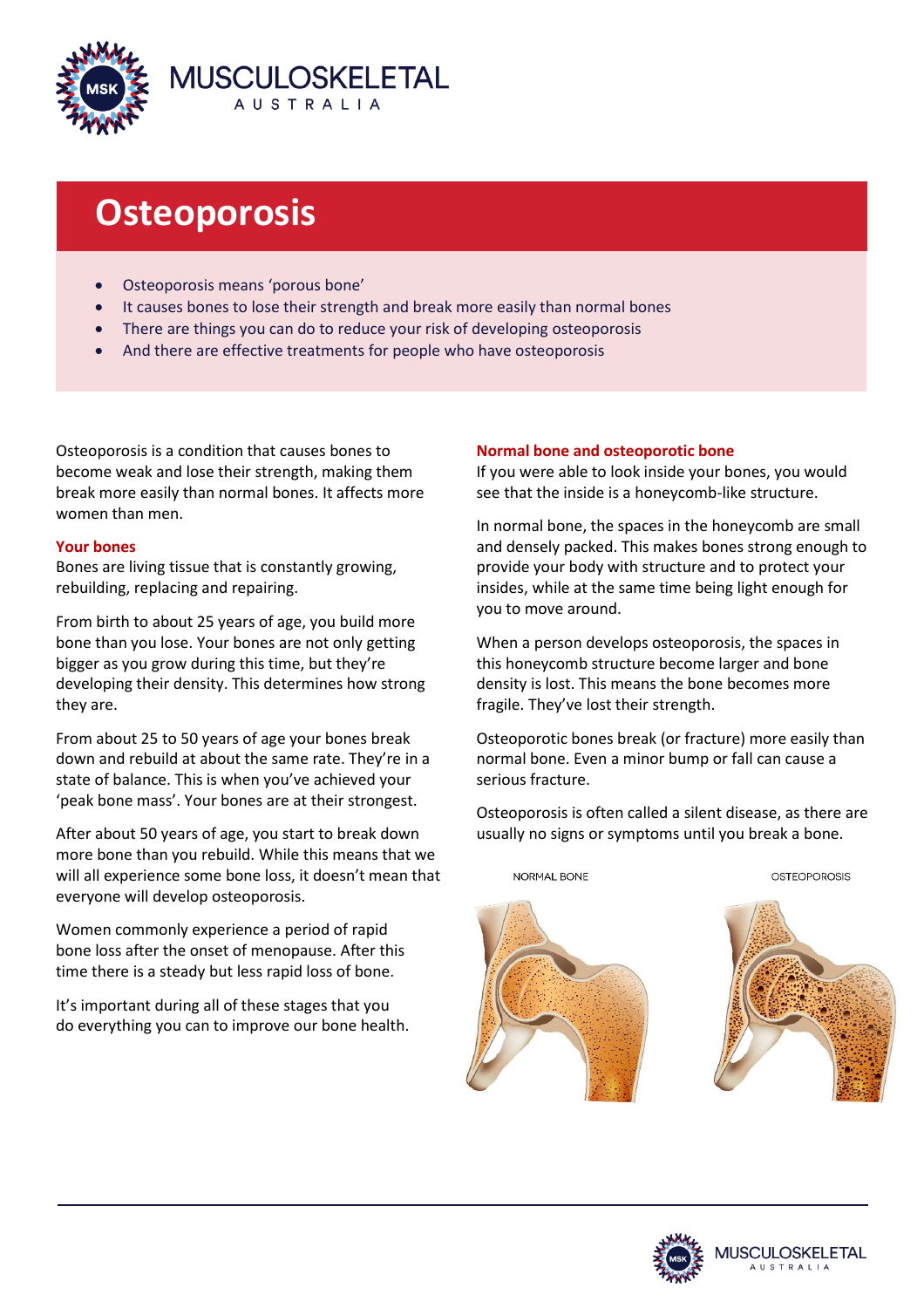# Osteoporosis

- Osteoporosis means 'porous bone'
- It causes bones to lose their strength and break more easily than normal bones
- There are things you can do to reduce your risk of developing osteoporosis
- And there are effective treatments for people who have osteoporosis

Osteoporosis is a condition that causes bones to become weak and lose their strength, making them break more easily than normal bones. It affects more women than men.

## Your bones

Bones are living tissue that is constantly growing, rebuilding, replacing and repairing.

From birth to about 25 years of age, you build more bone than you lose. Your bones are not only getting bigger as you grow during this time, but they're developing their density. This determines how strong they are.

From about 25 to 50 years of age your bones break down and rebuild at about the same rate. They're in a state of balance. This is when you've achieved your 'peak bone mass'. Your bones are at their strongest.

After about 50 years of age, you start to break down more bone than you rebuild. While this means that we will all experience some bone loss, it doesn't mean that everyone will develop osteoporosis.

Women commonly experience a period of rapid bone loss after the onset of menopause. After this time there is a steady but less rapid loss of bone.

It's important during all of these stages that you do everything you can to improve our bone health.

## Normal bone and osteoporotic bone

If you were able to look inside your bones, you would see that the inside is a honeycomb-like structure.

In normal bone, the spaces in the honeycomb are small and densely packed. This makes bones strong enough to provide your body with structure and to protect your insides, while at the same time being light enough for you to move around.

When a person develops osteoporosis, the spaces in this honeycomb structure become larger and bone density is lost. This means the bone becomes more fragile. They've lost their strength.

Osteoporotic bones break (or fracture) more easily than normal bone. Even a minor bump or fall can cause a serious fracture.

Osteoporosis is often called a silent disease, as there are usually no signs or symptoms until you break a bone.

NORMAL BONE — OSTEOPOROSIS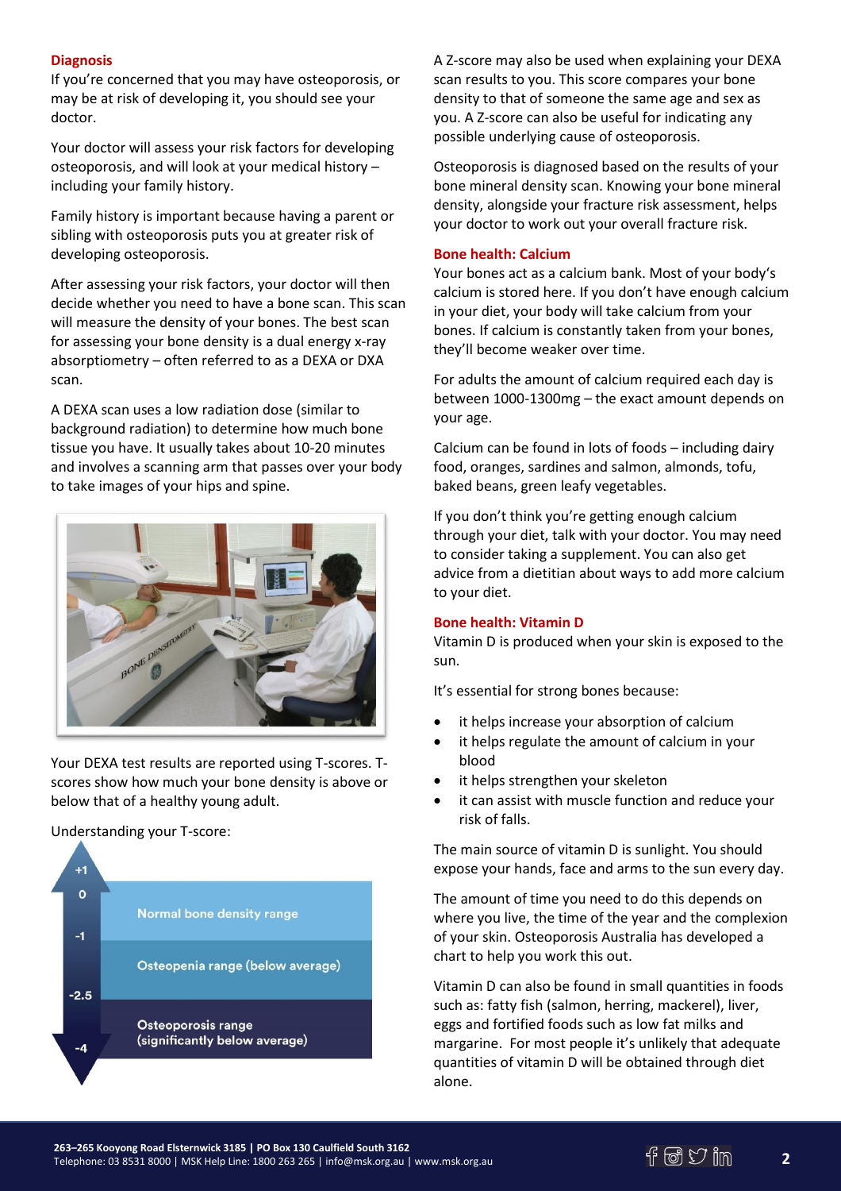## Diagnosis

If you're concerned that you may have osteoporosis, or may be at risk of developing it, you should see your doctor.

Your doctor will assess your risk factors for developing osteoporosis, and will look at your medical history – including your family history.

Family history is important because having a parent or sibling with osteoporosis puts you at greater risk of developing osteoporosis.

After assessing your risk factors, your doctor will then decide whether you need to have a bone scan. This scan will measure the density of your bones. The best scan for assessing your bone density is a dual energy x-ray absorptiometry – often referred to as a DEXA or DXA scan.

A DEXA scan uses a low radiation dose (similar to background radiation) to determine how much bone tissue you have. It usually takes about 10-20 minutes and involves a scanning arm that passes over your body to take images of your hips and spine.

Your DEXA test results are reported using T-scores. T-scores show how much your bone density is above or below that of a healthy young adult.

Understanding your T-score:

| T-score | Range |
| --- | --- |
| +1 to -1 | Normal bone density range |
| -1 to -2.5 | Osteopenia range (below average) |
| -2.5 to -4 | Osteoporosis range (significantly below average) |

A Z-score may also be used when explaining your DEXA scan results to you. This score compares your bone density to that of someone the same age and sex as you. A Z-score can also be useful for indicating any possible underlying cause of osteoporosis.

Osteoporosis is diagnosed based on the results of your bone mineral density scan. Knowing your bone mineral density, alongside your fracture risk assessment, helps your doctor to work out your overall fracture risk.

## Bone health: Calcium

Your bones act as a calcium bank. Most of your body's calcium is stored here. If you don't have enough calcium in your diet, your body will take calcium from your bones. If calcium is constantly taken from your bones, they'll become weaker over time.

For adults the amount of calcium required each day is between 1000-1300mg – the exact amount depends on your age.

Calcium can be found in lots of foods – including dairy food, oranges, sardines and salmon, almonds, tofu, baked beans, green leafy vegetables.

If you don't think you're getting enough calcium through your diet, talk with your doctor. You may need to consider taking a supplement. You can also get advice from a dietitian about ways to add more calcium to your diet.

## Bone health: Vitamin D

Vitamin D is produced when your skin is exposed to the sun.

It's essential for strong bones because:

- it helps increase your absorption of calcium
- it helps regulate the amount of calcium in your blood
- it helps strengthen your skeleton
- it can assist with muscle function and reduce your risk of falls.

The main source of vitamin D is sunlight. You should expose your hands, face and arms to the sun every day.

The amount of time you need to do this depends on where you live, the time of the year and the complexion of your skin. Osteoporosis Australia has developed a chart to help you work this out.

Vitamin D can also be found in small quantities in foods such as: fatty fish (salmon, herring, mackerel), liver, eggs and fortified foods such as low fat milks and margarine. For most people it's unlikely that adequate quantities of vitamin D will be obtained through diet alone.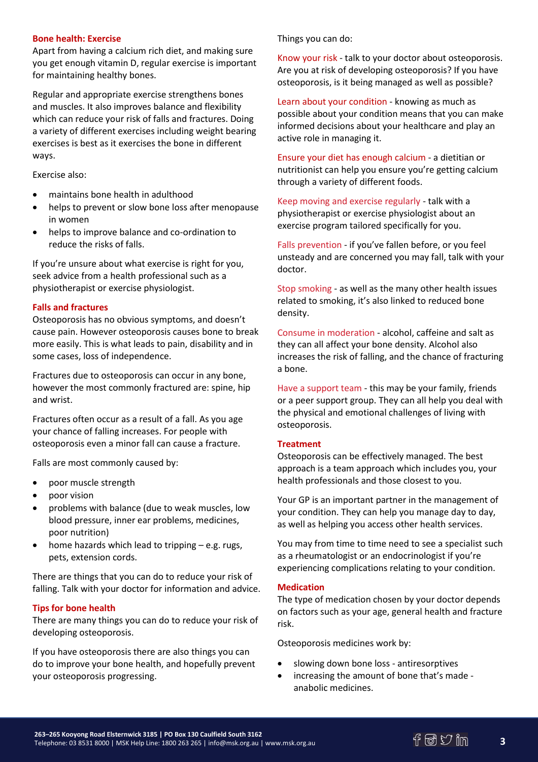## Bone health: Exercise

Apart from having a calcium rich diet, and making sure you get enough vitamin D, regular exercise is important for maintaining healthy bones.

Regular and appropriate exercise strengthens bones and muscles. It also improves balance and flexibility which can reduce your risk of falls and fractures. Doing a variety of different exercises including weight bearing exercises is best as it exercises the bone in different ways.

Exercise also:

- maintains bone health in adulthood
- helps to prevent or slow bone loss after menopause in women
- helps to improve balance and co-ordination to reduce the risks of falls.

If you're unsure about what exercise is right for you, seek advice from a health professional such as a physiotherapist or exercise physiologist.

## Falls and fractures

Osteoporosis has no obvious symptoms, and doesn't cause pain. However osteoporosis causes bone to break more easily. This is what leads to pain, disability and in some cases, loss of independence.

Fractures due to osteoporosis can occur in any bone, however the most commonly fractured are: spine, hip and wrist.

Fractures often occur as a result of a fall. As you age your chance of falling increases. For people with osteoporosis even a minor fall can cause a fracture.

Falls are most commonly caused by:

- poor muscle strength
- poor vision
- problems with balance (due to weak muscles, low blood pressure, inner ear problems, medicines, poor nutrition)
- home hazards which lead to tripping – e.g. rugs, pets, extension cords.

There are things that you can do to reduce your risk of falling. Talk with your doctor for information and advice.

## Tips for bone health

There are many things you can do to reduce your risk of developing osteoporosis.

If you have osteoporosis there are also things you can do to improve your bone health, and hopefully prevent your osteoporosis progressing.

Things you can do:

**Know your risk** - talk to your doctor about osteoporosis. Are you at risk of developing osteoporosis? If you have osteoporosis, is it being managed as well as possible?

**Learn about your condition** - knowing as much as possible about your condition means that you can make informed decisions about your healthcare and play an active role in managing it.

**Ensure your diet has enough calcium** - a dietitian or nutritionist can help you ensure you're getting calcium through a variety of different foods.

**Keep moving and exercise regularly** - talk with a physiotherapist or exercise physiologist about an exercise program tailored specifically for you.

**Falls prevention** - if you've fallen before, or you feel unsteady and are concerned you may fall, talk with your doctor.

**Stop smoking** - as well as the many other health issues related to smoking, it's also linked to reduced bone density.

**Consume in moderation** - alcohol, caffeine and salt as they can all affect your bone density. Alcohol also increases the risk of falling, and the chance of fracturing a bone.

**Have a support team** - this may be your family, friends or a peer support group. They can all help you deal with the physical and emotional challenges of living with osteoporosis.

## Treatment

Osteoporosis can be effectively managed. The best approach is a team approach which includes you, your health professionals and those closest to you.

Your GP is an important partner in the management of your condition. They can help you manage day to day, as well as helping you access other health services.

You may from time to time need to see a specialist such as a rheumatologist or an endocrinologist if you're experiencing complications relating to your condition.

## Medication

The type of medication chosen by your doctor depends on factors such as your age, general health and fracture risk.

Osteoporosis medicines work by:

- slowing down bone loss - antiresorptives
- increasing the amount of bone that's made - anabolic medicines.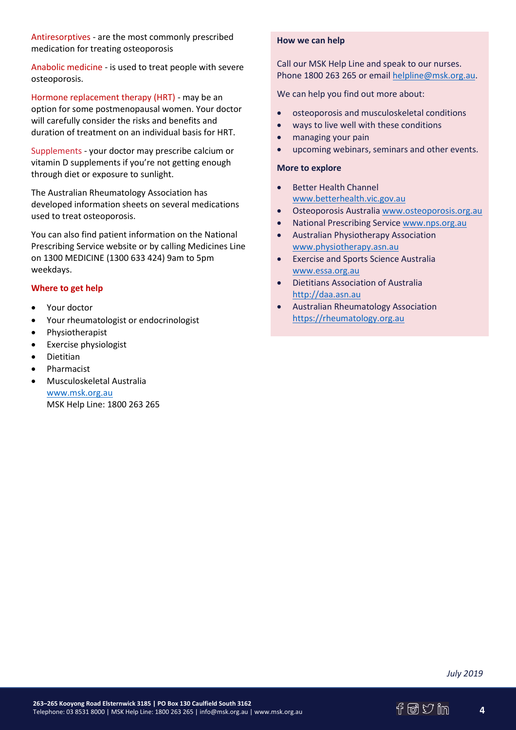Antiresorptives - are the most commonly prescribed medication for treating osteoporosis

Anabolic medicine - is used to treat people with severe osteoporosis.

Hormone replacement therapy (HRT) - may be an option for some postmenopausal women. Your doctor will carefully consider the risks and benefits and duration of treatment on an individual basis for HRT.

Supplements - your doctor may prescribe calcium or vitamin D supplements if you're not getting enough through diet or exposure to sunlight.

The Australian Rheumatology Association has developed information sheets on several medications used to treat osteoporosis.

You can also find patient information on the National Prescribing Service website or by calling Medicines Line on 1300 MEDICINE (1300 633 424) 9am to 5pm weekdays.

## Where to get help

- Your doctor
- Your rheumatologist or endocrinologist
- Physiotherapist
- Exercise physiologist
- Dietitian
- Pharmacist
- Musculoskeletal Australia
  www.msk.org.au
  MSK Help Line: 1800 263 265

## How we can help

Call our MSK Help Line and speak to our nurses.
Phone 1800 263 265 or email helpline@msk.org.au.

We can help you find out more about:

- osteoporosis and musculoskeletal conditions
- ways to live well with these conditions
- managing your pain
- upcoming webinars, seminars and other events.

## More to explore

- Better Health Channel
  www.betterhealth.vic.gov.au
- Osteoporosis Australia www.osteoporosis.org.au
- National Prescribing Service www.nps.org.au
- Australian Physiotherapy Association
  www.physiotherapy.asn.au
- Exercise and Sports Science Australia
  www.essa.org.au
- Dietitians Association of Australia
  http://daa.asn.au
- Australian Rheumatology Association
  https://rheumatology.org.au

*July 2019*

**263–265 Kooyong Road Elsternwick 3185 | PO Box 130 Caulfield South 3162**
Telephone: 03 8531 8000 | MSK Help Line: 1800 263 265 | info@msk.org.au | www.msk.org.au